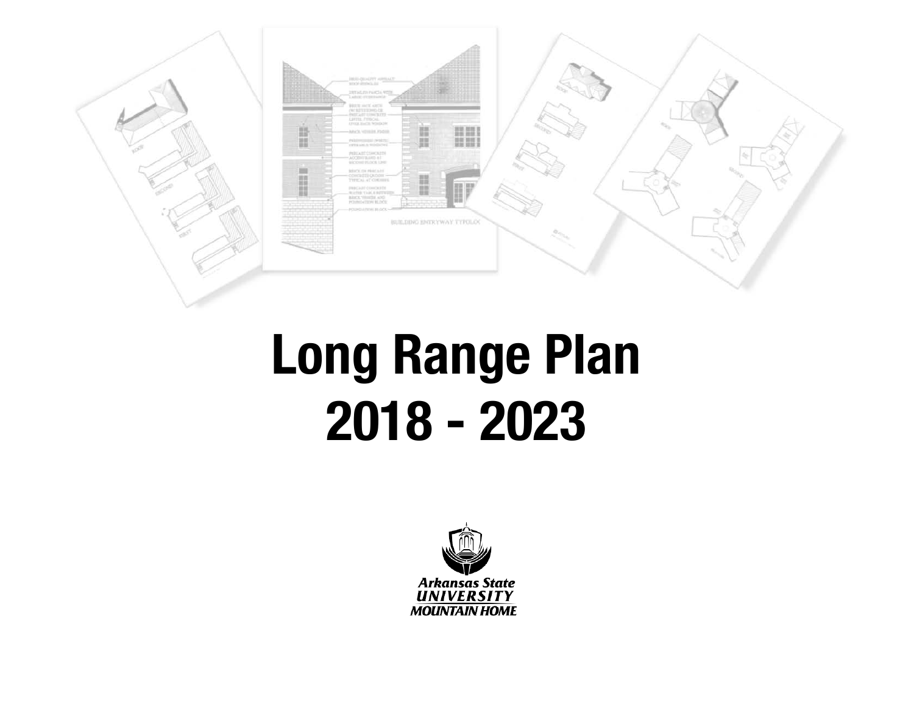# Long Range Plan
# 2018 - 2023

Arkansas State
UNIVERSITY
MOUNTAIN HOME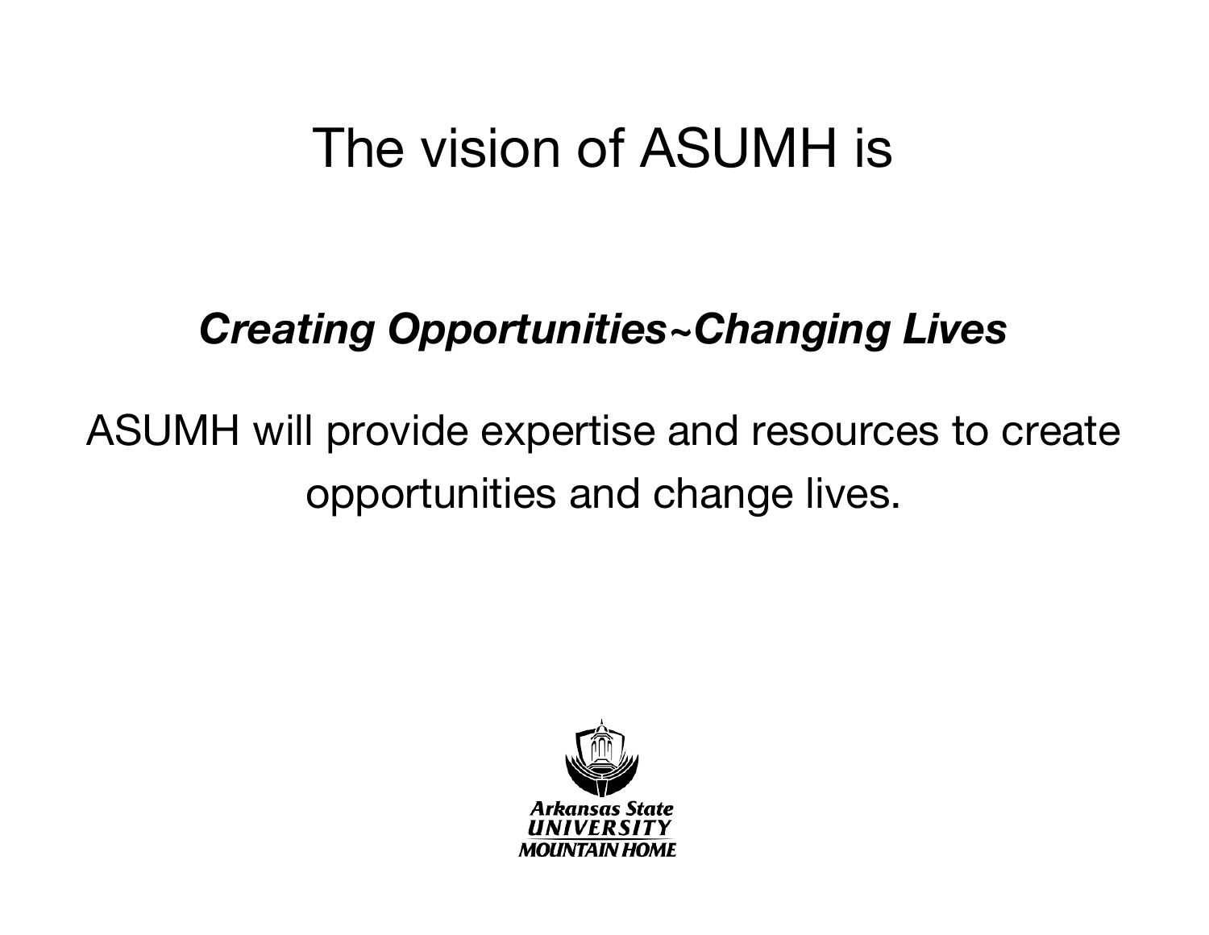# The vision of ASUMH is

***Creating Opportunities~Changing Lives***

ASUMH will provide expertise and resources to create opportunities and change lives.

Arkansas State UNIVERSITY MOUNTAIN HOME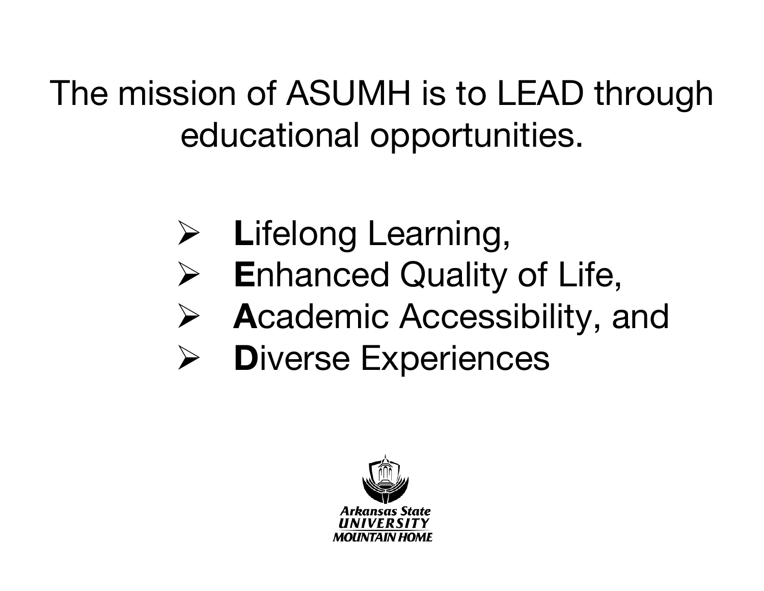The mission of ASUMH is to LEAD through educational opportunities.

- **L**ifelong Learning,
- **E**nhanced Quality of Life,
- **A**cademic Accessibility, and
- **D**iverse Experiences

Arkansas State University Mountain Home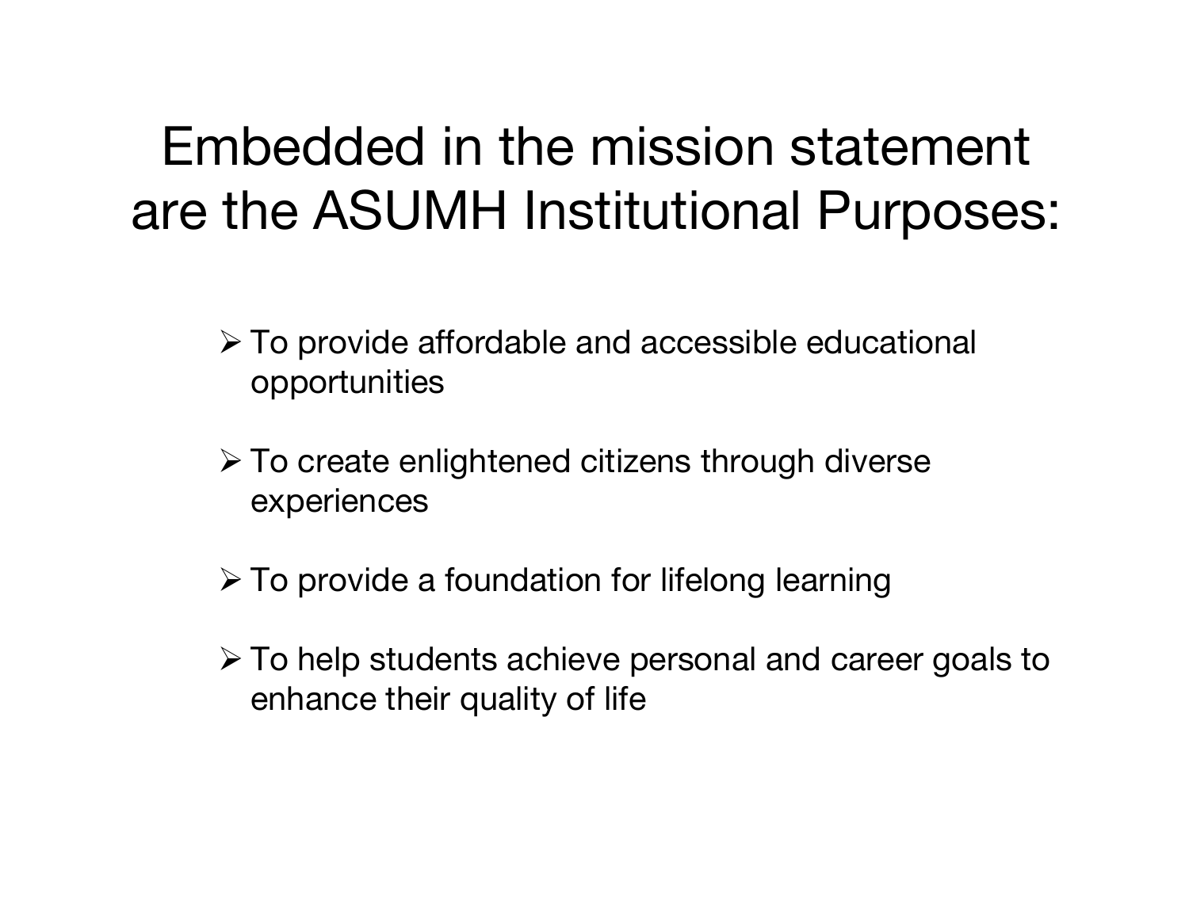# Embedded in the mission statement are the ASUMH Institutional Purposes:

- To provide affordable and accessible educational opportunities
- To create enlightened citizens through diverse experiences
- To provide a foundation for lifelong learning
- To help students achieve personal and career goals to enhance their quality of life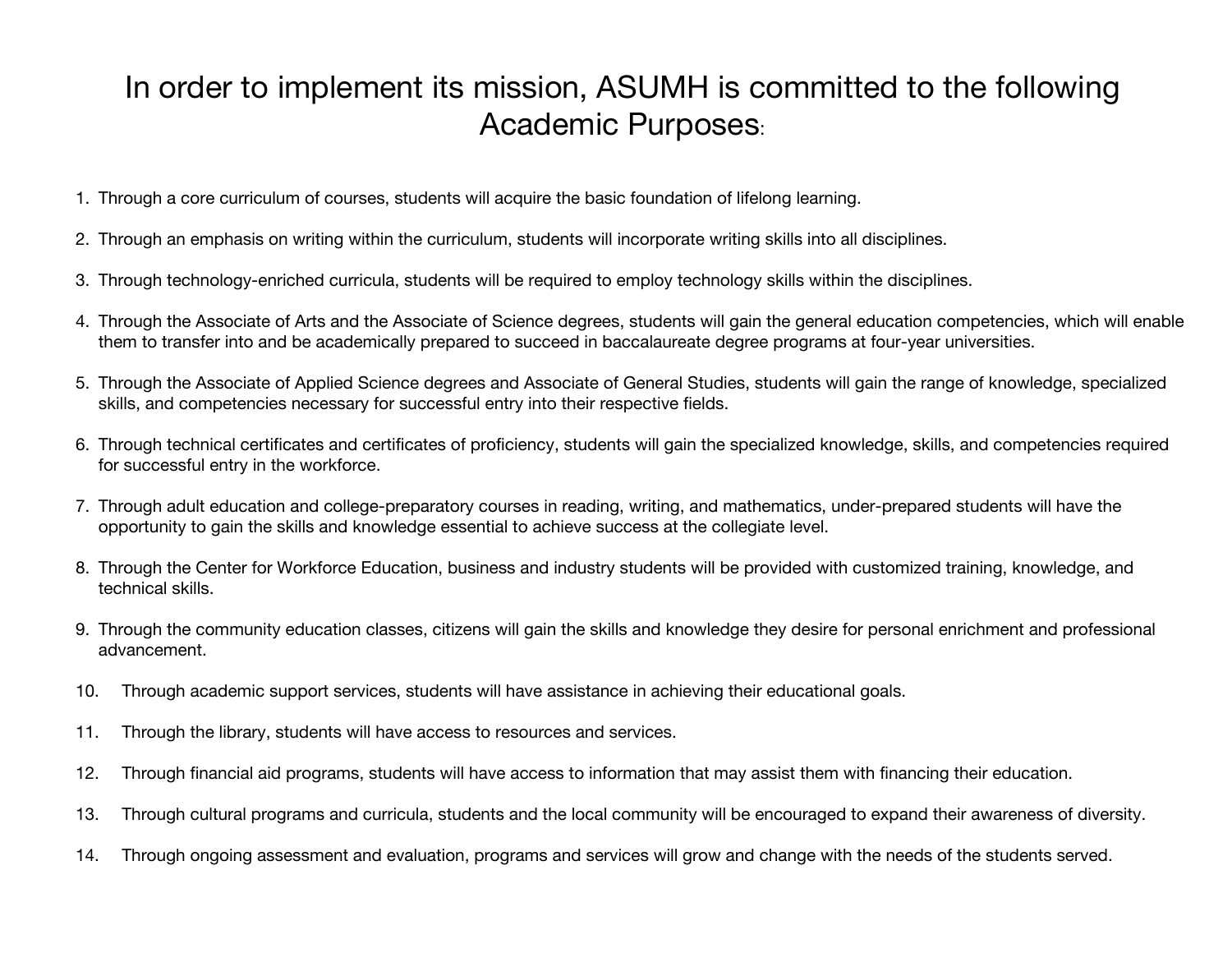# In order to implement its mission, ASUMH is committed to the following Academic Purposes:

1. Through a core curriculum of courses, students will acquire the basic foundation of lifelong learning.

2. Through an emphasis on writing within the curriculum, students will incorporate writing skills into all disciplines.

3. Through technology-enriched curricula, students will be required to employ technology skills within the disciplines.

4. Through the Associate of Arts and the Associate of Science degrees, students will gain the general education competencies, which will enable them to transfer into and be academically prepared to succeed in baccalaureate degree programs at four-year universities.

5. Through the Associate of Applied Science degrees and Associate of General Studies, students will gain the range of knowledge, specialized skills, and competencies necessary for successful entry into their respective fields.

6. Through technical certificates and certificates of proficiency, students will gain the specialized knowledge, skills, and competencies required for successful entry in the workforce.

7. Through adult education and college-preparatory courses in reading, writing, and mathematics, under-prepared students will have the opportunity to gain the skills and knowledge essential to achieve success at the collegiate level.

8. Through the Center for Workforce Education, business and industry students will be provided with customized training, knowledge, and technical skills.

9. Through the community education classes, citizens will gain the skills and knowledge they desire for personal enrichment and professional advancement.

10. Through academic support services, students will have assistance in achieving their educational goals.

11. Through the library, students will have access to resources and services.

12. Through financial aid programs, students will have access to information that may assist them with financing their education.

13. Through cultural programs and curricula, students and the local community will be encouraged to expand their awareness of diversity.

14. Through ongoing assessment and evaluation, programs and services will grow and change with the needs of the students served.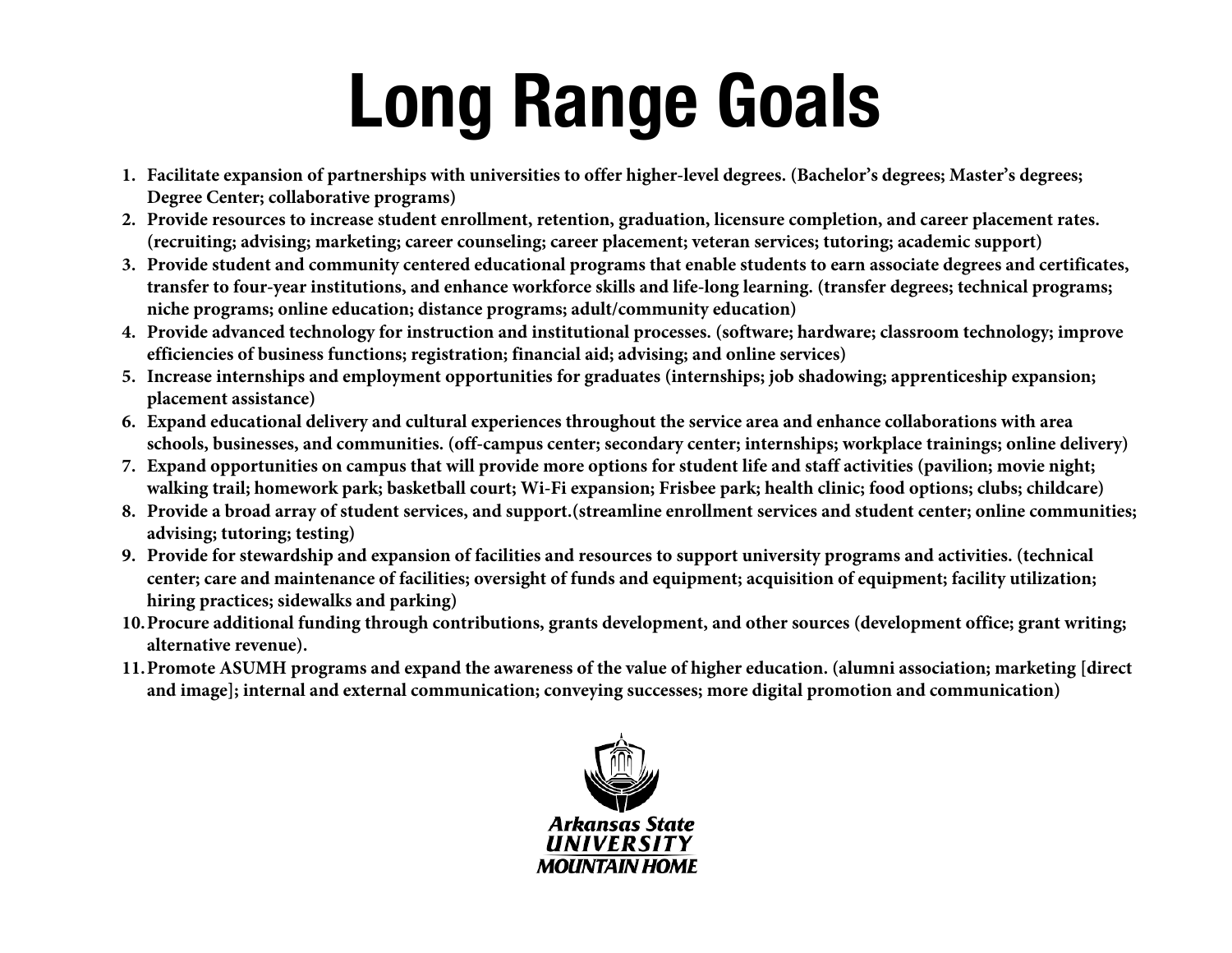# Long Range Goals

1. **Facilitate expansion of partnerships with universities to offer higher-level degrees. (Bachelor's degrees; Master's degrees; Degree Center; collaborative programs)**
2. **Provide resources to increase student enrollment, retention, graduation, licensure completion, and career placement rates. (recruiting; advising; marketing; career counseling; career placement; veteran services; tutoring; academic support)**
3. **Provide student and community centered educational programs that enable students to earn associate degrees and certificates, transfer to four-year institutions, and enhance workforce skills and life-long learning. (transfer degrees; technical programs; niche programs; online education; distance programs; adult/community education)**
4. **Provide advanced technology for instruction and institutional processes. (software; hardware; classroom technology; improve efficiencies of business functions; registration; financial aid; advising; and online services)**
5. **Increase internships and employment opportunities for graduates (internships; job shadowing; apprenticeship expansion; placement assistance)**
6. **Expand educational delivery and cultural experiences throughout the service area and enhance collaborations with area schools, businesses, and communities. (off-campus center; secondary center; internships; workplace trainings; online delivery)**
7. **Expand opportunities on campus that will provide more options for student life and staff activities (pavilion; movie night; walking trail; homework park; basketball court; Wi-Fi expansion; Frisbee park; health clinic; food options; clubs; childcare)**
8. **Provide a broad array of student services, and support.(streamline enrollment services and student center; online communities; advising; tutoring; testing)**
9. **Provide for stewardship and expansion of facilities and resources to support university programs and activities. (technical center; care and maintenance of facilities; oversight of funds and equipment; acquisition of equipment; facility utilization; hiring practices; sidewalks and parking)**
10. **Procure additional funding through contributions, grants development, and other sources (development office; grant writing; alternative revenue).**
11. **Promote ASUMH programs and expand the awareness of the value of higher education. (alumni association; marketing [direct and image]; internal and external communication; conveying successes; more digital promotion and communication)**

Arkansas State
UNIVERSITY
MOUNTAIN HOME